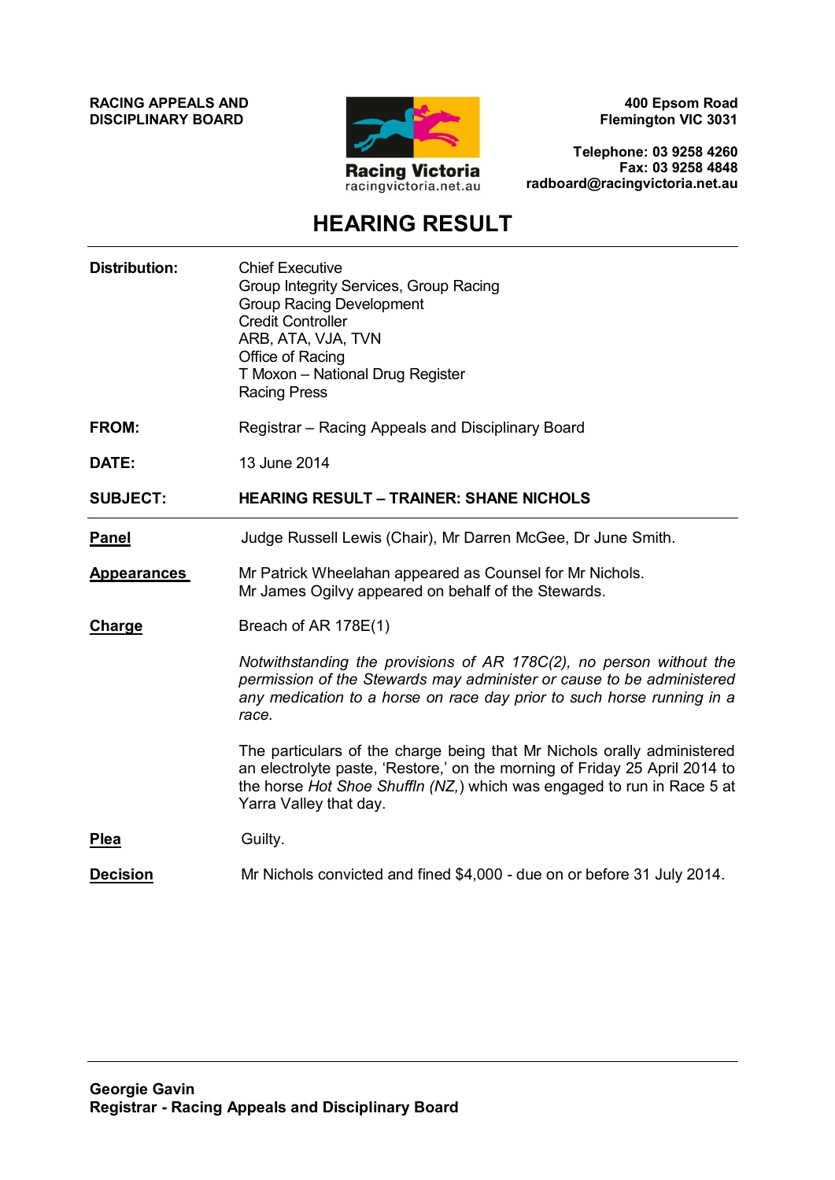**RACING APPEALS AND DISCIPLINARY BOARD**

Racing Victoria
racingvictoria.net.au

**400 Epsom Road**
**Flemington VIC 3031**

**Telephone: 03 9258 4260**
**Fax: 03 9258 4848**
**radboard@racingvictoria.net.au**

# HEARING RESULT

**Distribution:** Chief Executive
Group Integrity Services, Group Racing
Group Racing Development
Credit Controller
ARB, ATA, VJA, TVN
Office of Racing
T Moxon – National Drug Register
Racing Press

**FROM:** Registrar – Racing Appeals and Disciplinary Board

**DATE:** 13 June 2014

**SUBJECT:** **HEARING RESULT – TRAINER: SHANE NICHOLS**

---

**Panel** Judge Russell Lewis (Chair), Mr Darren McGee, Dr June Smith.

**Appearances** Mr Patrick Wheelahan appeared as Counsel for Mr Nichols.
Mr James Ogilvy appeared on behalf of the Stewards.

**Charge** Breach of AR 178E(1)

*Notwithstanding the provisions of AR 178C(2), no person without the permission of the Stewards may administer or cause to be administered any medication to a horse on race day prior to such horse running in a race.*

The particulars of the charge being that Mr Nichols orally administered an electrolyte paste, 'Restore,' on the morning of Friday 25 April 2014 to the horse *Hot Shoe Shuffln (NZ,)* which was engaged to run in Race 5 at Yarra Valley that day.

**Plea** Guilty.

**Decision** Mr Nichols convicted and fined $4,000 - due on or before 31 July 2014.

---

**Georgie Gavin**
**Registrar - Racing Appeals and Disciplinary Board**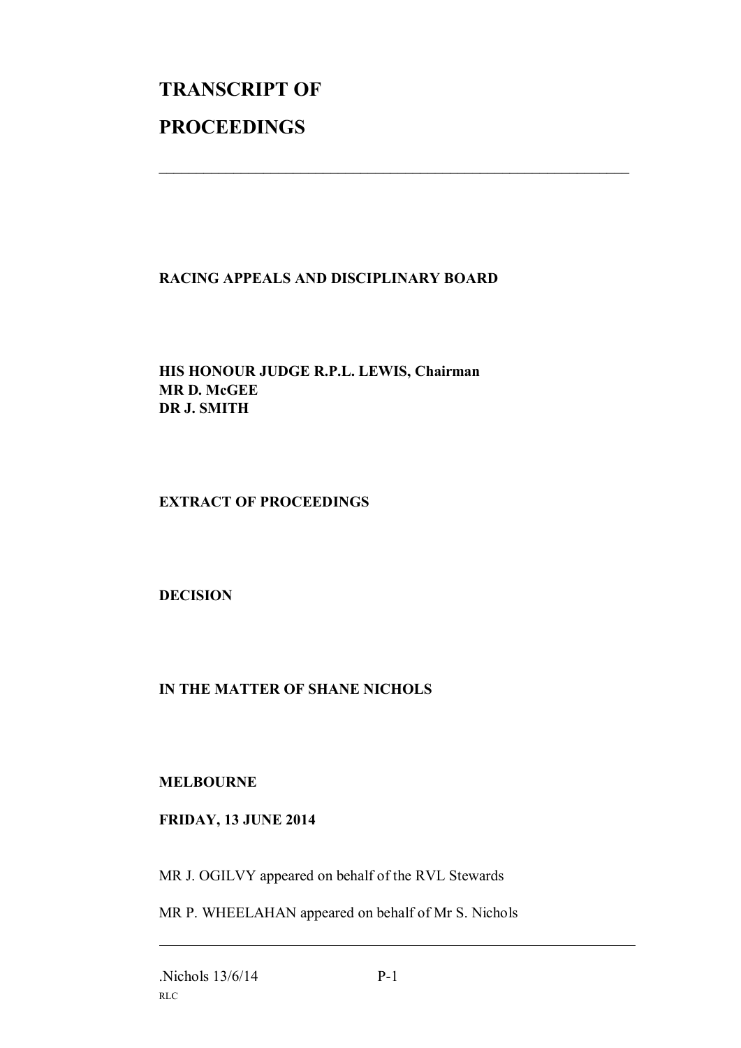# TRANSCRIPT OF PROCEEDINGS

---

**RACING APPEALS AND DISCIPLINARY BOARD**

**HIS HONOUR JUDGE R.P.L. LEWIS, Chairman**
**MR D. McGEE**
**DR J. SMITH**

**EXTRACT OF PROCEEDINGS**

**DECISION**

**IN THE MATTER OF SHANE NICHOLS**

**MELBOURNE**

**FRIDAY, 13 JUNE 2014**

MR J. OGILVY appeared on behalf of the RVL Stewards

MR P. WHEELAHAN appeared on behalf of Mr S. Nichols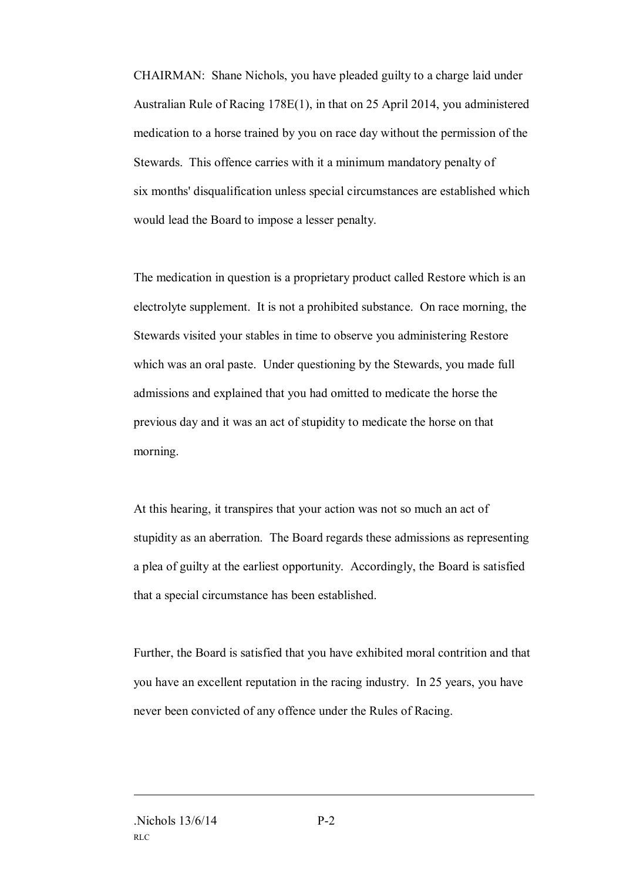CHAIRMAN: Shane Nichols, you have pleaded guilty to a charge laid under Australian Rule of Racing 178E(1), in that on 25 April 2014, you administered medication to a horse trained by you on race day without the permission of the Stewards. This offence carries with it a minimum mandatory penalty of six months' disqualification unless special circumstances are established which would lead the Board to impose a lesser penalty.

The medication in question is a proprietary product called Restore which is an electrolyte supplement. It is not a prohibited substance. On race morning, the Stewards visited your stables in time to observe you administering Restore which was an oral paste. Under questioning by the Stewards, you made full admissions and explained that you had omitted to medicate the horse the previous day and it was an act of stupidity to medicate the horse on that morning.

At this hearing, it transpires that your action was not so much an act of stupidity as an aberration. The Board regards these admissions as representing a plea of guilty at the earliest opportunity. Accordingly, the Board is satisfied that a special circumstance has been established.

Further, the Board is satisfied that you have exhibited moral contrition and that you have an excellent reputation in the racing industry. In 25 years, you have never been convicted of any offence under the Rules of Racing.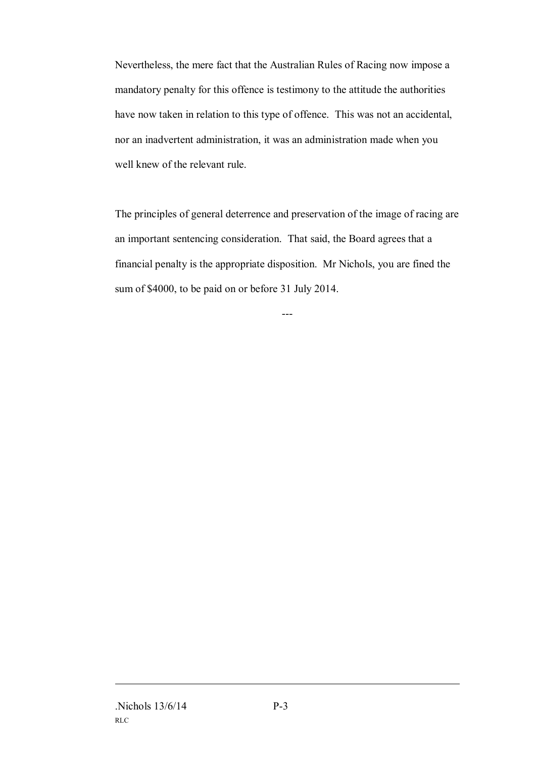Nevertheless, the mere fact that the Australian Rules of Racing now impose a mandatory penalty for this offence is testimony to the attitude the authorities have now taken in relation to this type of offence. This was not an accidental, nor an inadvertent administration, it was an administration made when you well knew of the relevant rule.

The principles of general deterrence and preservation of the image of racing are an important sentencing consideration. That said, the Board agrees that a financial penalty is the appropriate disposition. Mr Nichols, you are fined the sum of $4000, to be paid on or before 31 July 2014.

---